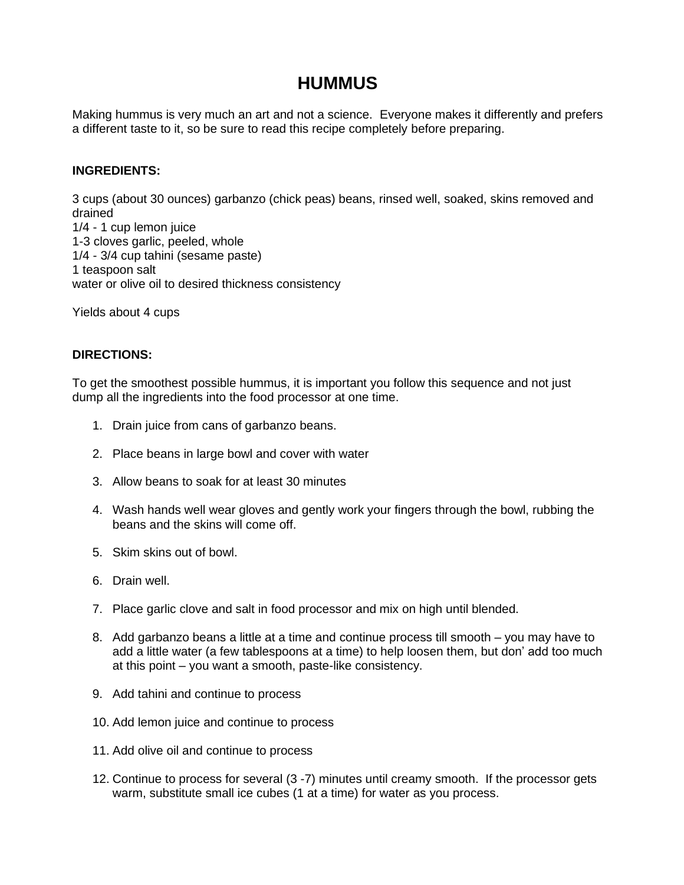# HUMMUS

Making hummus is very much an art and not a science.  Everyone makes it differently and prefers a different taste to it, so be sure to read this recipe completely before preparing.

**INGREDIENTS:**

3 cups (about 30 ounces) garbanzo (chick peas) beans, rinsed well, soaked, skins removed and drained
1/4 - 1 cup lemon juice
1-3 cloves garlic, peeled, whole
1/4 - 3/4 cup tahini (sesame paste)
1 teaspoon salt
water or olive oil to desired thickness consistency

Yields about 4 cups

**DIRECTIONS:**

To get the smoothest possible hummus, it is important you follow this sequence and not just dump all the ingredients into the food processor at one time.

1. Drain juice from cans of garbanzo beans.
2. Place beans in large bowl and cover with water
3. Allow beans to soak for at least 30 minutes
4. Wash hands well wear gloves and gently work your fingers through the bowl, rubbing the beans and the skins will come off.
5. Skim skins out of bowl.
6. Drain well.
7. Place garlic clove and salt in food processor and mix on high until blended.
8. Add garbanzo beans a little at a time and continue process till smooth – you may have to add a little water (a few tablespoons at a time) to help loosen them, but don' add too much at this point – you want a smooth, paste-like consistency.
9. Add tahini and continue to process
10. Add lemon juice and continue to process
11. Add olive oil and continue to process
12. Continue to process for several (3 -7) minutes until creamy smooth.  If the processor gets warm, substitute small ice cubes (1 at a time) for water as you process.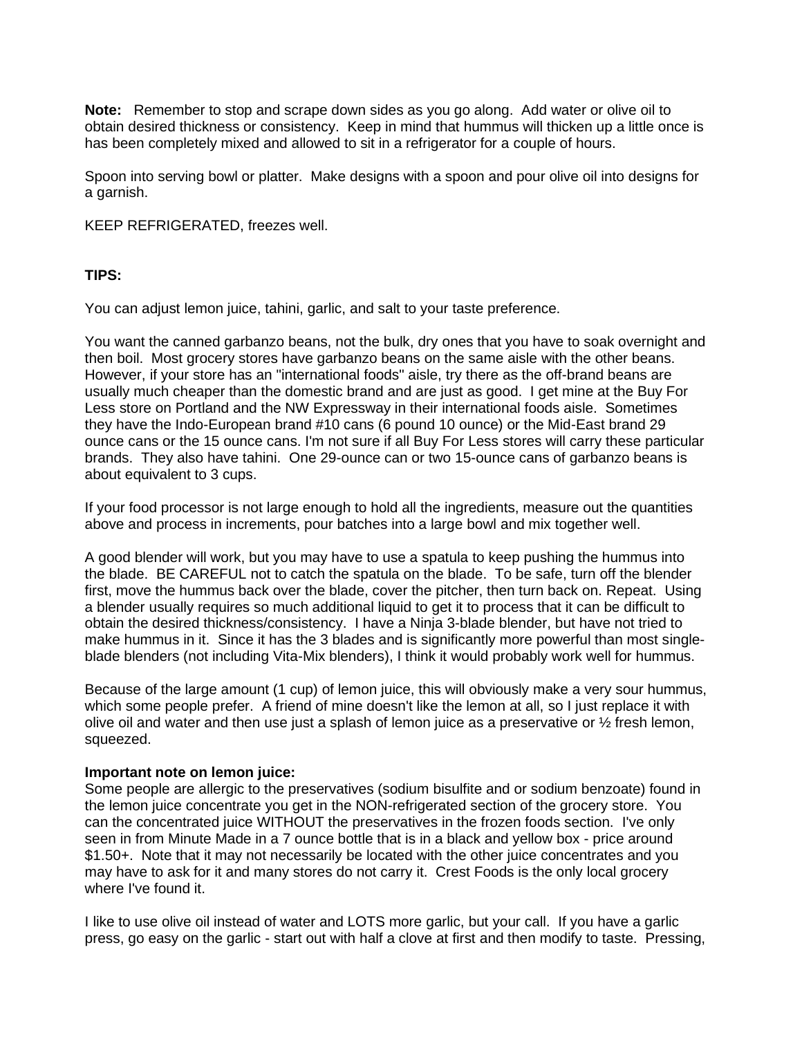**Note:** Remember to stop and scrape down sides as you go along. Add water or olive oil to obtain desired thickness or consistency. Keep in mind that hummus will thicken up a little once is has been completely mixed and allowed to sit in a refrigerator for a couple of hours.

Spoon into serving bowl or platter. Make designs with a spoon and pour olive oil into designs for a garnish.

KEEP REFRIGERATED, freezes well.

**TIPS:**

You can adjust lemon juice, tahini, garlic, and salt to your taste preference.

You want the canned garbanzo beans, not the bulk, dry ones that you have to soak overnight and then boil. Most grocery stores have garbanzo beans on the same aisle with the other beans. However, if your store has an "international foods" aisle, try there as the off-brand beans are usually much cheaper than the domestic brand and are just as good. I get mine at the Buy For Less store on Portland and the NW Expressway in their international foods aisle. Sometimes they have the Indo-European brand #10 cans (6 pound 10 ounce) or the Mid-East brand 29 ounce cans or the 15 ounce cans. I'm not sure if all Buy For Less stores will carry these particular brands. They also have tahini. One 29-ounce can or two 15-ounce cans of garbanzo beans is about equivalent to 3 cups.

If your food processor is not large enough to hold all the ingredients, measure out the quantities above and process in increments, pour batches into a large bowl and mix together well.

A good blender will work, but you may have to use a spatula to keep pushing the hummus into the blade. BE CAREFUL not to catch the spatula on the blade. To be safe, turn off the blender first, move the hummus back over the blade, cover the pitcher, then turn back on. Repeat. Using a blender usually requires so much additional liquid to get it to process that it can be difficult to obtain the desired thickness/consistency. I have a Ninja 3-blade blender, but have not tried to make hummus in it. Since it has the 3 blades and is significantly more powerful than most single-blade blenders (not including Vita-Mix blenders), I think it would probably work well for hummus.

Because of the large amount (1 cup) of lemon juice, this will obviously make a very sour hummus, which some people prefer. A friend of mine doesn't like the lemon at all, so I just replace it with olive oil and water and then use just a splash of lemon juice as a preservative or ½ fresh lemon, squeezed.

**Important note on lemon juice:**
Some people are allergic to the preservatives (sodium bisulfite and or sodium benzoate) found in the lemon juice concentrate you get in the NON-refrigerated section of the grocery store. You can the concentrated juice WITHOUT the preservatives in the frozen foods section. I've only seen in from Minute Made in a 7 ounce bottle that is in a black and yellow box - price around $1.50+. Note that it may not necessarily be located with the other juice concentrates and you may have to ask for it and many stores do not carry it. Crest Foods is the only local grocery where I've found it.

I like to use olive oil instead of water and LOTS more garlic, but your call. If you have a garlic press, go easy on the garlic - start out with half a clove at first and then modify to taste. Pressing,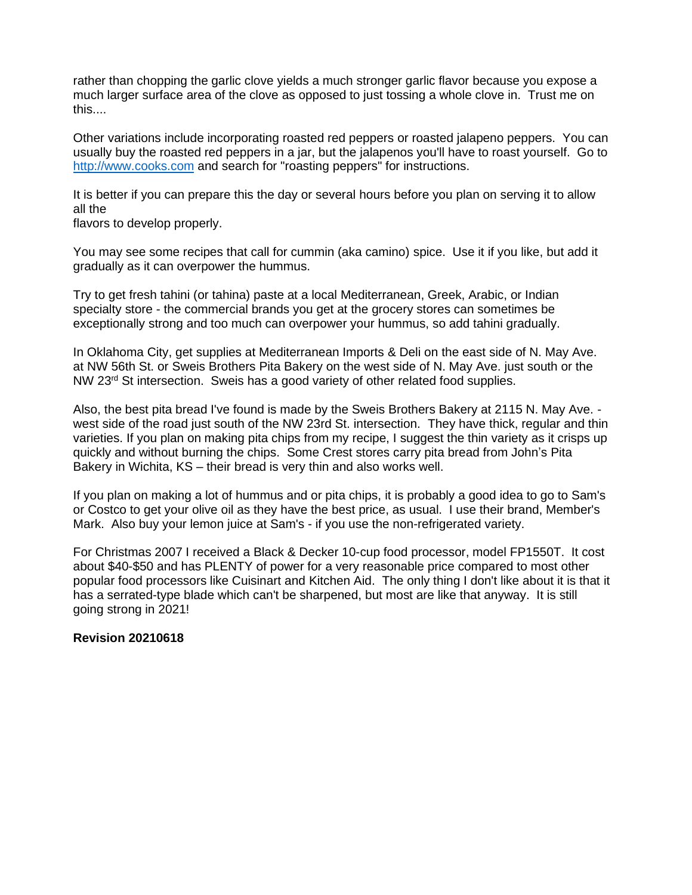rather than chopping the garlic clove yields a much stronger garlic flavor because you expose a much larger surface area of the clove as opposed to just tossing a whole clove in. Trust me on this....

Other variations include incorporating roasted red peppers or roasted jalapeno peppers. You can usually buy the roasted red peppers in a jar, but the jalapenos you'll have to roast yourself. Go to [http://www.cooks.com](http://www.cooks.com) and search for "roasting peppers" for instructions.

It is better if you can prepare this the day or several hours before you plan on serving it to allow all the
flavors to develop properly.

You may see some recipes that call for cummin (aka camino) spice. Use it if you like, but add it gradually as it can overpower the hummus.

Try to get fresh tahini (or tahina) paste at a local Mediterranean, Greek, Arabic, or Indian specialty store - the commercial brands you get at the grocery stores can sometimes be exceptionally strong and too much can overpower your hummus, so add tahini gradually.

In Oklahoma City, get supplies at Mediterranean Imports & Deli on the east side of N. May Ave. at NW 56th St. or Sweis Brothers Pita Bakery on the west side of N. May Ave. just south or the NW 23rd St intersection. Sweis has a good variety of other related food supplies.

Also, the best pita bread I've found is made by the Sweis Brothers Bakery at 2115 N. May Ave. - west side of the road just south of the NW 23rd St. intersection. They have thick, regular and thin varieties. If you plan on making pita chips from my recipe, I suggest the thin variety as it crisps up quickly and without burning the chips. Some Crest stores carry pita bread from John's Pita Bakery in Wichita, KS – their bread is very thin and also works well.

If you plan on making a lot of hummus and or pita chips, it is probably a good idea to go to Sam's or Costco to get your olive oil as they have the best price, as usual. I use their brand, Member's Mark. Also buy your lemon juice at Sam's - if you use the non-refrigerated variety.

For Christmas 2007 I received a Black & Decker 10-cup food processor, model FP1550T. It cost about $40-$50 and has PLENTY of power for a very reasonable price compared to most other popular food processors like Cuisinart and Kitchen Aid. The only thing I don't like about it is that it has a serrated-type blade which can't be sharpened, but most are like that anyway. It is still going strong in 2021!

**Revision 20210618**